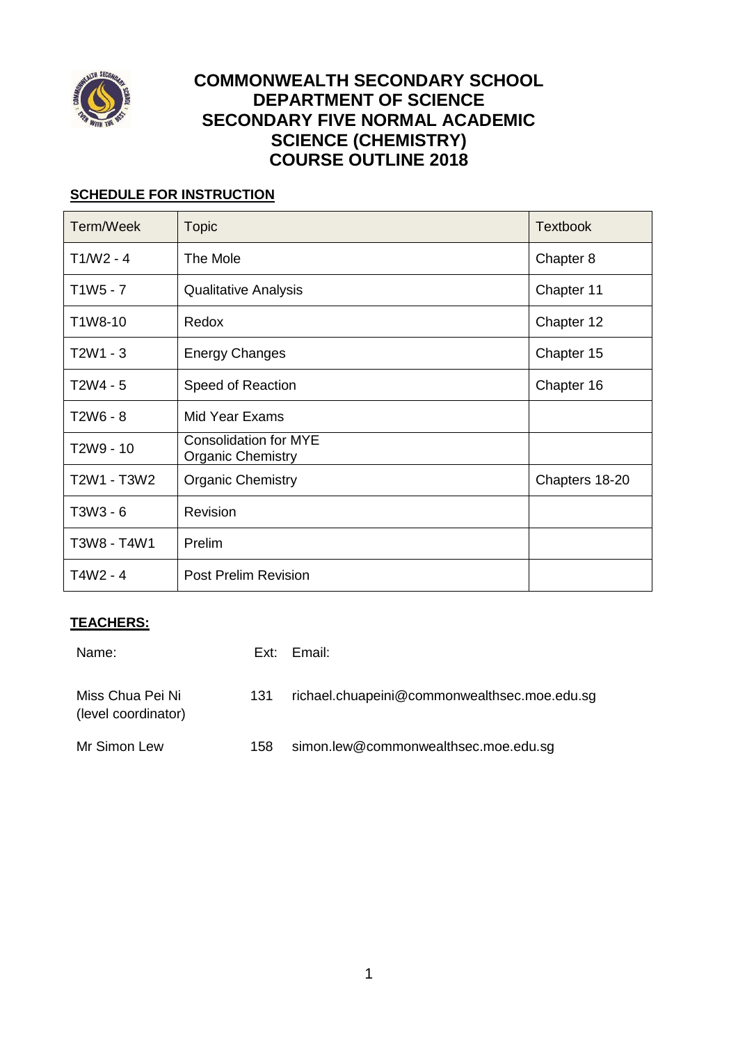# COMMONWEALTH SECONDARY SCHOOL
## DEPARTMENT OF SCIENCE
## SECONDARY FIVE NORMAL ACADEMIC
## SCIENCE (CHEMISTRY)
## COURSE OUTLINE 2018

**SCHEDULE FOR INSTRUCTION**

| Term/Week | Topic | Textbook |
|---|---|---|
| T1/W2 - 4 | The Mole | Chapter 8 |
| T1W5 - 7 | Qualitative Analysis | Chapter 11 |
| T1W8-10 | Redox | Chapter 12 |
| T2W1 - 3 | Energy Changes | Chapter 15 |
| T2W4 - 5 | Speed of Reaction | Chapter 16 |
| T2W6 - 8 | Mid Year Exams | |
| T2W9 - 10 | Consolidation for MYE<br>Organic Chemistry | |
| T2W1 - T3W2 | Organic Chemistry | Chapters 18-20 |
| T3W3 - 6 | Revision | |
| T3W8 - T4W1 | Prelim | |
| T4W2 - 4 | Post Prelim Revision | |

**TEACHERS:**

| Name: | Ext: | Email: |
|---|---|---|
| Miss Chua Pei Ni (level coordinator) | 131 | richael.chuapeini@commonwealthsec.moe.edu.sg |
| Mr Simon Lew | 158 | simon.lew@commonwealthsec.moe.edu.sg |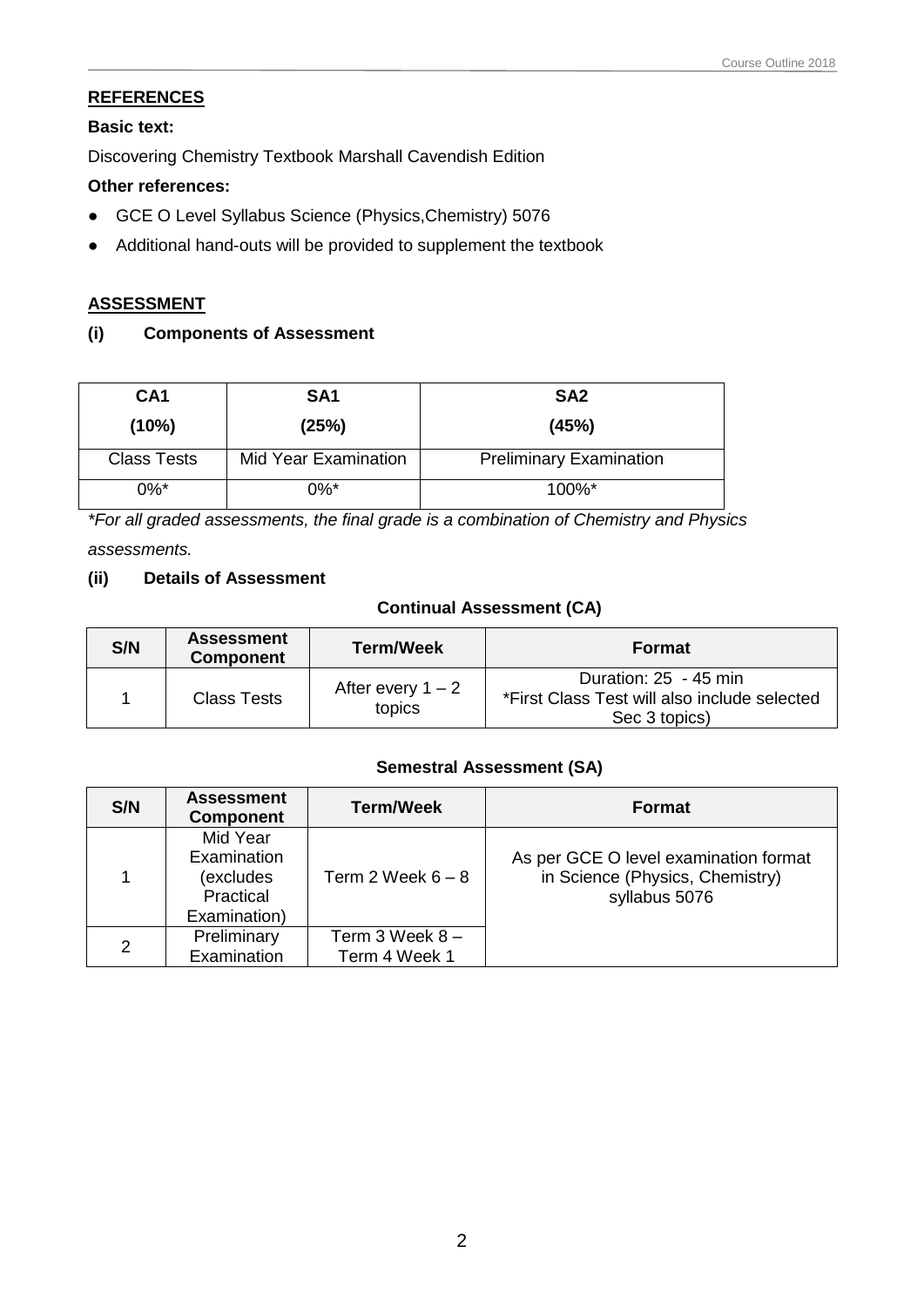## REFERENCES

**Basic text:**

Discovering Chemistry Textbook Marshall Cavendish Edition

**Other references:**

- GCE O Level Syllabus Science (Physics,Chemistry) 5076
- Additional hand-outs will be provided to supplement the textbook

## ASSESSMENT

### (i) Components of Assessment

| CA1 (10%) | SA1 (25%) | SA2 (45%) |
|---|---|---|
| Class Tests | Mid Year Examination | Preliminary Examination |
| 0%* | 0%* | 100%* |

*\*For all graded assessments, the final grade is a combination of Chemistry and Physics assessments.*

### (ii) Details of Assessment

**Continual Assessment (CA)**

| S/N | Assessment Component | Term/Week | Format |
|---|---|---|---|
| 1 | Class Tests | After every 1 – 2 topics | Duration: 25 - 45 min<br>*First Class Test will also include selected Sec 3 topics) |

**Semestral Assessment (SA)**

| S/N | Assessment Component | Term/Week | Format |
|---|---|---|---|
| 1 | Mid Year Examination (excludes Practical Examination) | Term 2 Week 6 – 8 | As per GCE O level examination format in Science (Physics, Chemistry) syllabus 5076 |
| 2 | Preliminary Examination | Term 3 Week 8 – Term 4 Week 1 | |